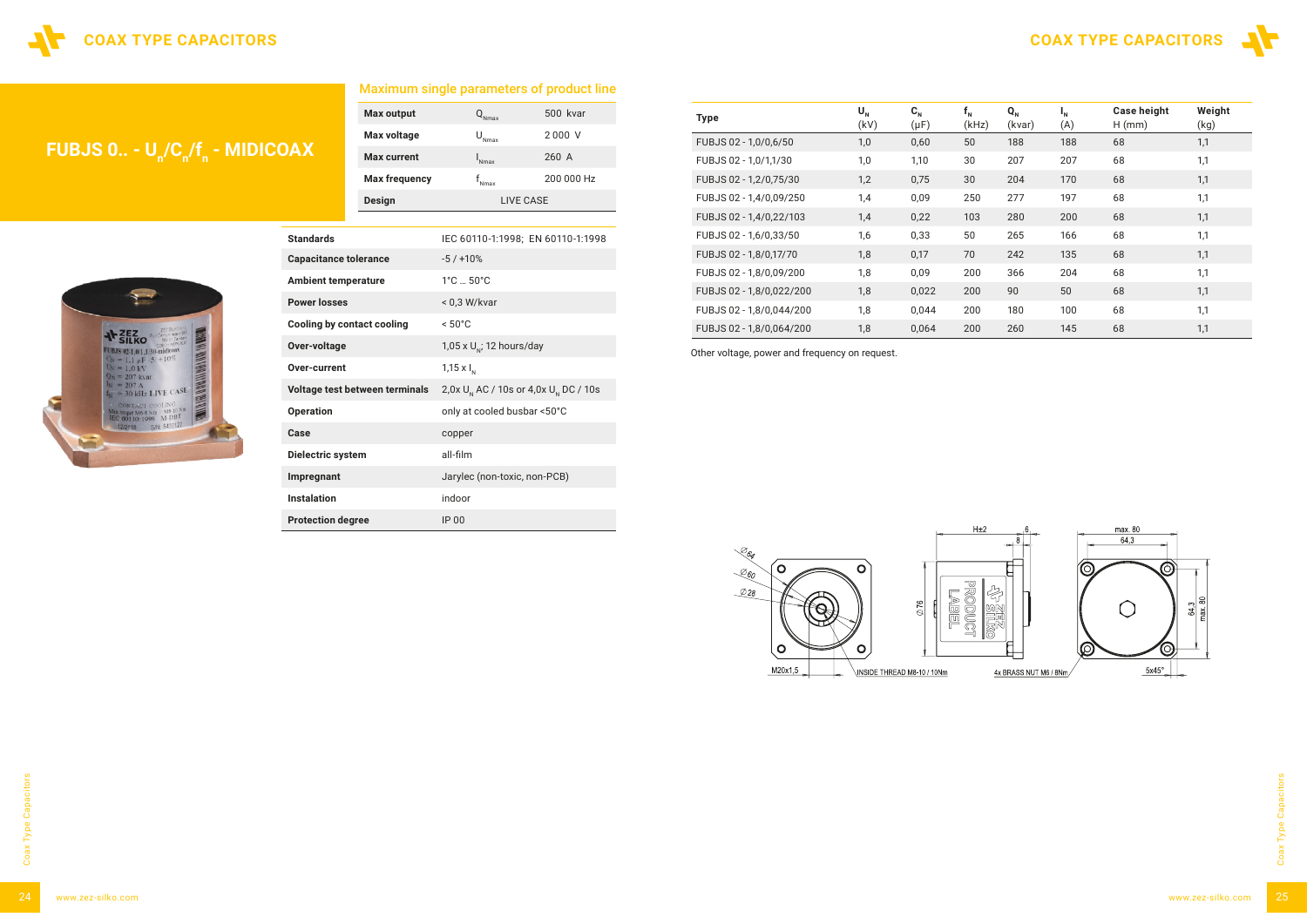# COAX TYPE CAPACITORS

## FUBJS 0.. - $U_n/C_n/f_n$ - MIDICOAX

### Maximum single parameters of product line

| | | |
|---|---|---|
| **Max output** | $Q_{Nmax}$ | 500 kvar |
| **Max voltage** | $U_{Nmax}$ | 2 000 V |
| **Max current** | $I_{Nmax}$ | 260 A |
| **Max frequency** | $f_{Nmax}$ | 200 000 Hz |
| **Design** | LIVE CASE | |

| | |
|---|---|
| **Standards** | IEC 60110-1:1998; EN 60110-1:1998 |
| **Capacitance tolerance** | -5 / +10% |
| **Ambient temperature** | 1°C … 50°C |
| **Power losses** | < 0,3 W/kvar |
| **Cooling by contact cooling** | < 50°C |
| **Over-voltage** | 1,05 x $U_N$; 12 hours/day |
| **Over-current** | 1,15 x $I_N$ |
| **Voltage test between terminals** | 2,0x $U_N$ AC / 10s or 4,0x $U_N$ DC / 10s |
| **Operation** | only at cooled busbar <50°C |
| **Case** | copper |
| **Dielectric system** | all-film |
| **Impregnant** | Jarylec (non-toxic, non-PCB) |
| **Instalation** | indoor |
| **Protection degree** | IP 00 |

| Type | $U_N$ (kV) | $C_N$ (μF) | $f_N$ (kHz) | $Q_N$ (kvar) | $I_N$ (A) | Case height H (mm) | Weight (kg) |
|---|---|---|---|---|---|---|---|
| FUBJS 02 - 1,0/0,6/50 | 1,0 | 0,60 | 50 | 188 | 188 | 68 | 1,1 |
| FUBJS 02 - 1,0/1,1/30 | 1,0 | 1,10 | 30 | 207 | 207 | 68 | 1,1 |
| FUBJS 02 - 1,2/0,75/30 | 1,2 | 0,75 | 30 | 204 | 170 | 68 | 1,1 |
| FUBJS 02 - 1,4/0,09/250 | 1,4 | 0,09 | 250 | 277 | 197 | 68 | 1,1 |
| FUBJS 02 - 1,4/0,22/103 | 1,4 | 0,22 | 103 | 280 | 200 | 68 | 1,1 |
| FUBJS 02 - 1,6/0,33/50 | 1,6 | 0,33 | 50 | 265 | 166 | 68 | 1,1 |
| FUBJS 02 - 1,8/0,17/70 | 1,8 | 0,17 | 70 | 242 | 135 | 68 | 1,1 |
| FUBJS 02 - 1,8/0,09/200 | 1,8 | 0,09 | 200 | 366 | 204 | 68 | 1,1 |
| FUBJS 02 - 1,8/0,022/200 | 1,8 | 0,022 | 200 | 90 | 50 | 68 | 1,1 |
| FUBJS 02 - 1,8/0,044/200 | 1,8 | 0,044 | 200 | 180 | 100 | 68 | 1,1 |
| FUBJS 02 - 1,8/0,064/200 | 1,8 | 0,064 | 200 | 260 | 145 | 68 | 1,1 |

Other voltage, power and frequency on request.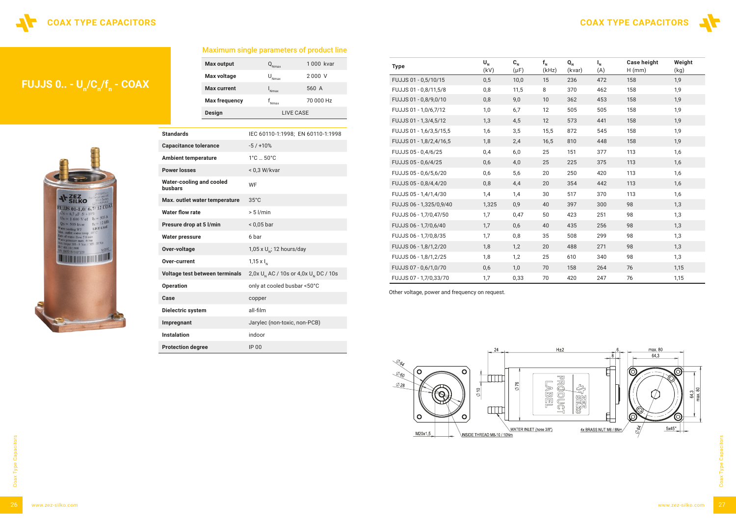# FUJJS 0.. - $U_n/C_n/f_n$ - COAX

### Maximum single parameters of product line

| | | |
|---|---|---|
| **Max output** | $Q_{Nmax}$ | 1 000 kvar |
| **Max voltage** | $U_{Nmax}$ | 2 000 V |
| **Max current** | $I_{Nmax}$ | 560 A |
| **Max frequency** | $f_{Nmax}$ | 70 000 Hz |
| **Design** | LIVE CASE | |

| | |
|---|---|
| **Standards** | IEC 60110-1:1998; EN 60110-1:1998 |
| **Capacitance tolerance** | -5 / +10% |
| **Ambient temperature** | 1°C … 50°C |
| **Power losses** | < 0,3 W/kvar |
| **Water-cooling and cooled busbars** | WF |
| **Max. outlet water temperature** | 35°C |
| **Water flow rate** | > 5 l/min |
| **Presure drop at 5 l/min** | < 0,05 bar |
| **Water pressure** | 6 bar |
| **Over-voltage** | 1,05 x $U_N$; 12 hours/day |
| **Over-current** | 1,15 x $I_N$ |
| **Voltage test between terminals** | 2,0x $U_N$ AC / 10s or 4,0x $U_N$ DC / 10s |
| **Operation** | only at cooled busbar <50°C |
| **Case** | copper |
| **Dielectric system** | all-film |
| **Impregnant** | Jarylec (non-toxic, non-PCB) |
| **Instalation** | indoor |
| **Protection degree** | IP 00 |

| Type | $U_N$ (kV) | $C_N$ (μF) | $f_N$ (kHz) | $Q_N$ (kvar) | $I_N$ (A) | Case height H (mm) | Weight (kg) |
|---|---|---|---|---|---|---|---|
| FUJJS 01 - 0,5/10/15 | 0,5 | 10,0 | 15 | 236 | 472 | 158 | 1,9 |
| FUJJS 01 - 0,8/11,5/8 | 0,8 | 11,5 | 8 | 370 | 462 | 158 | 1,9 |
| FUJJS 01 - 0,8/9,0/10 | 0,8 | 9,0 | 10 | 362 | 453 | 158 | 1,9 |
| FUJJS 01 - 1,0/6,7/12 | 1,0 | 6,7 | 12 | 505 | 505 | 158 | 1,9 |
| FUJJS 01 - 1,3/4,5/12 | 1,3 | 4,5 | 12 | 573 | 441 | 158 | 1,9 |
| FUJJS 01 - 1,6/3,5/15,5 | 1,6 | 3,5 | 15,5 | 872 | 545 | 158 | 1,9 |
| FUJJS 01 - 1,8/2,4/16,5 | 1,8 | 2,4 | 16,5 | 810 | 448 | 158 | 1,9 |
| FUJJS 05 - 0,4/6/25 | 0,4 | 6,0 | 25 | 151 | 377 | 113 | 1,6 |
| FUJJS 05 - 0,6/4/25 | 0,6 | 4,0 | 25 | 225 | 375 | 113 | 1,6 |
| FUJJS 05 - 0,6/5,6/20 | 0,6 | 5,6 | 20 | 250 | 420 | 113 | 1,6 |
| FUJJS 05 - 0,8/4,4/20 | 0,8 | 4,4 | 20 | 354 | 442 | 113 | 1,6 |
| FUJJS 05 - 1,4/1,4/30 | 1,4 | 1,4 | 30 | 517 | 370 | 113 | 1,6 |
| FUJJS 06 - 1,325/0,9/40 | 1,325 | 0,9 | 40 | 397 | 300 | 98 | 1,3 |
| FUJJS 06 - 1,7/0,47/50 | 1,7 | 0,47 | 50 | 423 | 251 | 98 | 1,3 |
| FUJJS 06 - 1,7/0,6/40 | 1,7 | 0,6 | 40 | 435 | 256 | 98 | 1,3 |
| FUJJS 06 - 1,7/0,8/35 | 1,7 | 0,8 | 35 | 508 | 299 | 98 | 1,3 |
| FUJJS 06 - 1,8/1,2/20 | 1,8 | 1,2 | 20 | 488 | 271 | 98 | 1,3 |
| FUJJS 06 - 1,8/1,2/25 | 1,8 | 1,2 | 25 | 610 | 340 | 98 | 1,3 |
| FUJJS 07 - 0,6/1,0/70 | 0,6 | 1,0 | 70 | 158 | 264 | 76 | 1,15 |
| FUJJS 07 - 1,7/0,33/70 | 1,7 | 0,33 | 70 | 420 | 247 | 76 | 1,15 |

Other voltage, power and frequency on request.

24
H±2
6
8
max. 80
64,3
Ø64
Ø60
Ø28
Ø10
Ø76
PRODUCT LABEL
64,3
max. 80
M20x1,5
INSIDE THREAD M8-10 / 10Nm
WATER INLET (hose 3/8")
4x BRASS NUT M6 / 8Nm
Ø64
5x45°